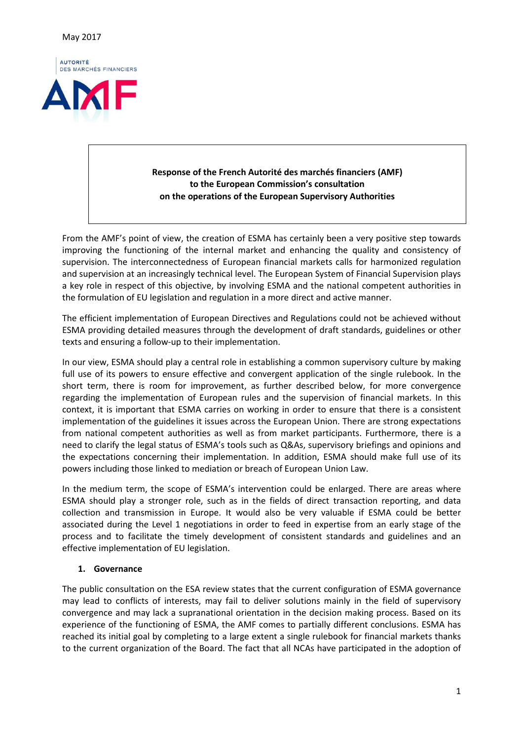May 2017

AUTORITÉ DES MARCHÉS FINANCIERS

AMF

**Response of the French Autorité des marchés financiers (AMF) to the European Commission's consultation on the operations of the European Supervisory Authorities**

From the AMF's point of view, the creation of ESMA has certainly been a very positive step towards improving the functioning of the internal market and enhancing the quality and consistency of supervision. The interconnectedness of European financial markets calls for harmonized regulation and supervision at an increasingly technical level. The European System of Financial Supervision plays a key role in respect of this objective, by involving ESMA and the national competent authorities in the formulation of EU legislation and regulation in a more direct and active manner.

The efficient implementation of European Directives and Regulations could not be achieved without ESMA providing detailed measures through the development of draft standards, guidelines or other texts and ensuring a follow-up to their implementation.

In our view, ESMA should play a central role in establishing a common supervisory culture by making full use of its powers to ensure effective and convergent application of the single rulebook. In the short term, there is room for improvement, as further described below, for more convergence regarding the implementation of European rules and the supervision of financial markets. In this context, it is important that ESMA carries on working in order to ensure that there is a consistent implementation of the guidelines it issues across the European Union. There are strong expectations from national competent authorities as well as from market participants. Furthermore, there is a need to clarify the legal status of ESMA's tools such as Q&As, supervisory briefings and opinions and the expectations concerning their implementation. In addition, ESMA should make full use of its powers including those linked to mediation or breach of European Union Law.

In the medium term, the scope of ESMA's intervention could be enlarged. There are areas where ESMA should play a stronger role, such as in the fields of direct transaction reporting, and data collection and transmission in Europe. It would also be very valuable if ESMA could be better associated during the Level 1 negotiations in order to feed in expertise from an early stage of the process and to facilitate the timely development of consistent standards and guidelines and an effective implementation of EU legislation.

## 1. Governance

The public consultation on the ESA review states that the current configuration of ESMA governance may lead to conflicts of interests, may fail to deliver solutions mainly in the field of supervisory convergence and may lack a supranational orientation in the decision making process. Based on its experience of the functioning of ESMA, the AMF comes to partially different conclusions. ESMA has reached its initial goal by completing to a large extent a single rulebook for financial markets thanks to the current organization of the Board. The fact that all NCAs have participated in the adoption of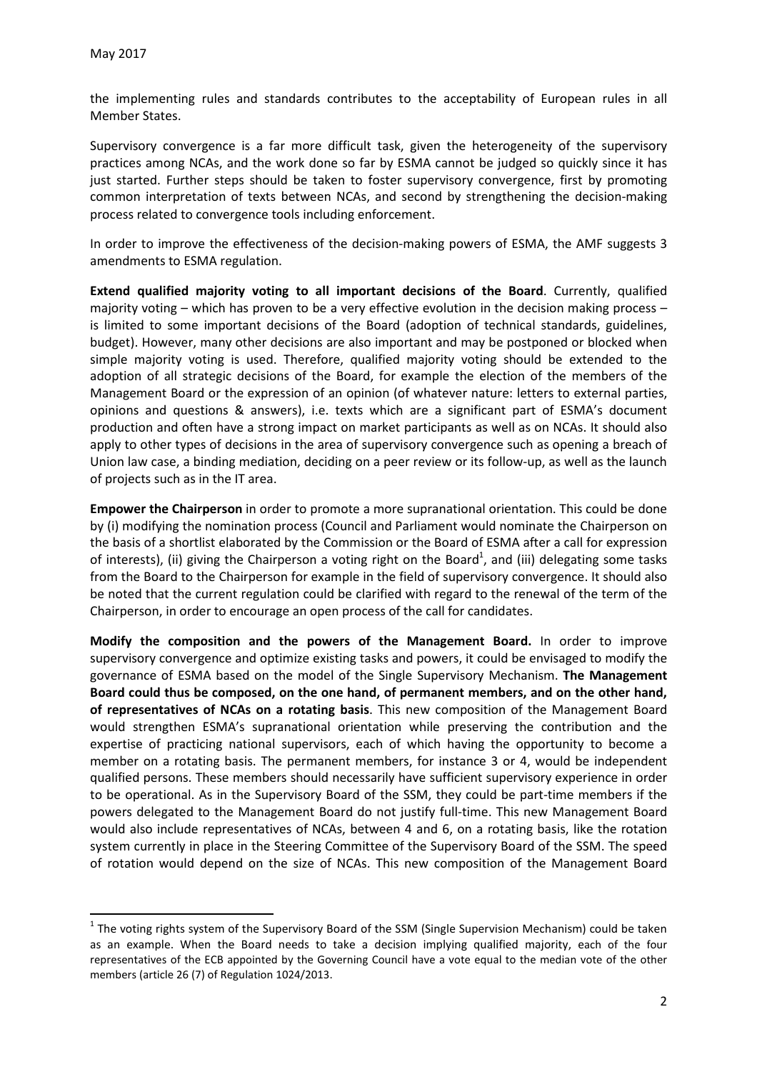the implementing rules and standards contributes to the acceptability of European rules in all Member States.

Supervisory convergence is a far more difficult task, given the heterogeneity of the supervisory practices among NCAs, and the work done so far by ESMA cannot be judged so quickly since it has just started. Further steps should be taken to foster supervisory convergence, first by promoting common interpretation of texts between NCAs, and second by strengthening the decision-making process related to convergence tools including enforcement.

In order to improve the effectiveness of the decision-making powers of ESMA, the AMF suggests 3 amendments to ESMA regulation.

**Extend qualified majority voting to all important decisions of the Board**. Currently, qualified majority voting – which has proven to be a very effective evolution in the decision making process – is limited to some important decisions of the Board (adoption of technical standards, guidelines, budget). However, many other decisions are also important and may be postponed or blocked when simple majority voting is used. Therefore, qualified majority voting should be extended to the adoption of all strategic decisions of the Board, for example the election of the members of the Management Board or the expression of an opinion (of whatever nature: letters to external parties, opinions and questions & answers), i.e. texts which are a significant part of ESMA's document production and often have a strong impact on market participants as well as on NCAs. It should also apply to other types of decisions in the area of supervisory convergence such as opening a breach of Union law case, a binding mediation, deciding on a peer review or its follow-up, as well as the launch of projects such as in the IT area.

**Empower the Chairperson** in order to promote a more supranational orientation. This could be done by (i) modifying the nomination process (Council and Parliament would nominate the Chairperson on the basis of a shortlist elaborated by the Commission or the Board of ESMA after a call for expression of interests), (ii) giving the Chairperson a voting right on the Board[1], and (iii) delegating some tasks from the Board to the Chairperson for example in the field of supervisory convergence. It should also be noted that the current regulation could be clarified with regard to the renewal of the term of the Chairperson, in order to encourage an open process of the call for candidates.

**Modify the composition and the powers of the Management Board.** In order to improve supervisory convergence and optimize existing tasks and powers, it could be envisaged to modify the governance of ESMA based on the model of the Single Supervisory Mechanism. **The Management Board could thus be composed, on the one hand, of permanent members, and on the other hand, of representatives of NCAs on a rotating basis**. This new composition of the Management Board would strengthen ESMA's supranational orientation while preserving the contribution and the expertise of practicing national supervisors, each of which having the opportunity to become a member on a rotating basis. The permanent members, for instance 3 or 4, would be independent qualified persons. These members should necessarily have sufficient supervisory experience in order to be operational. As in the Supervisory Board of the SSM, they could be part-time members if the powers delegated to the Management Board do not justify full-time. This new Management Board would also include representatives of NCAs, between 4 and 6, on a rotating basis, like the rotation system currently in place in the Steering Committee of the Supervisory Board of the SSM. The speed of rotation would depend on the size of NCAs. This new composition of the Management Board

[1] The voting rights system of the Supervisory Board of the SSM (Single Supervision Mechanism) could be taken as an example. When the Board needs to take a decision implying qualified majority, each of the four representatives of the ECB appointed by the Governing Council have a vote equal to the median vote of the other members (article 26 (7) of Regulation 1024/2013.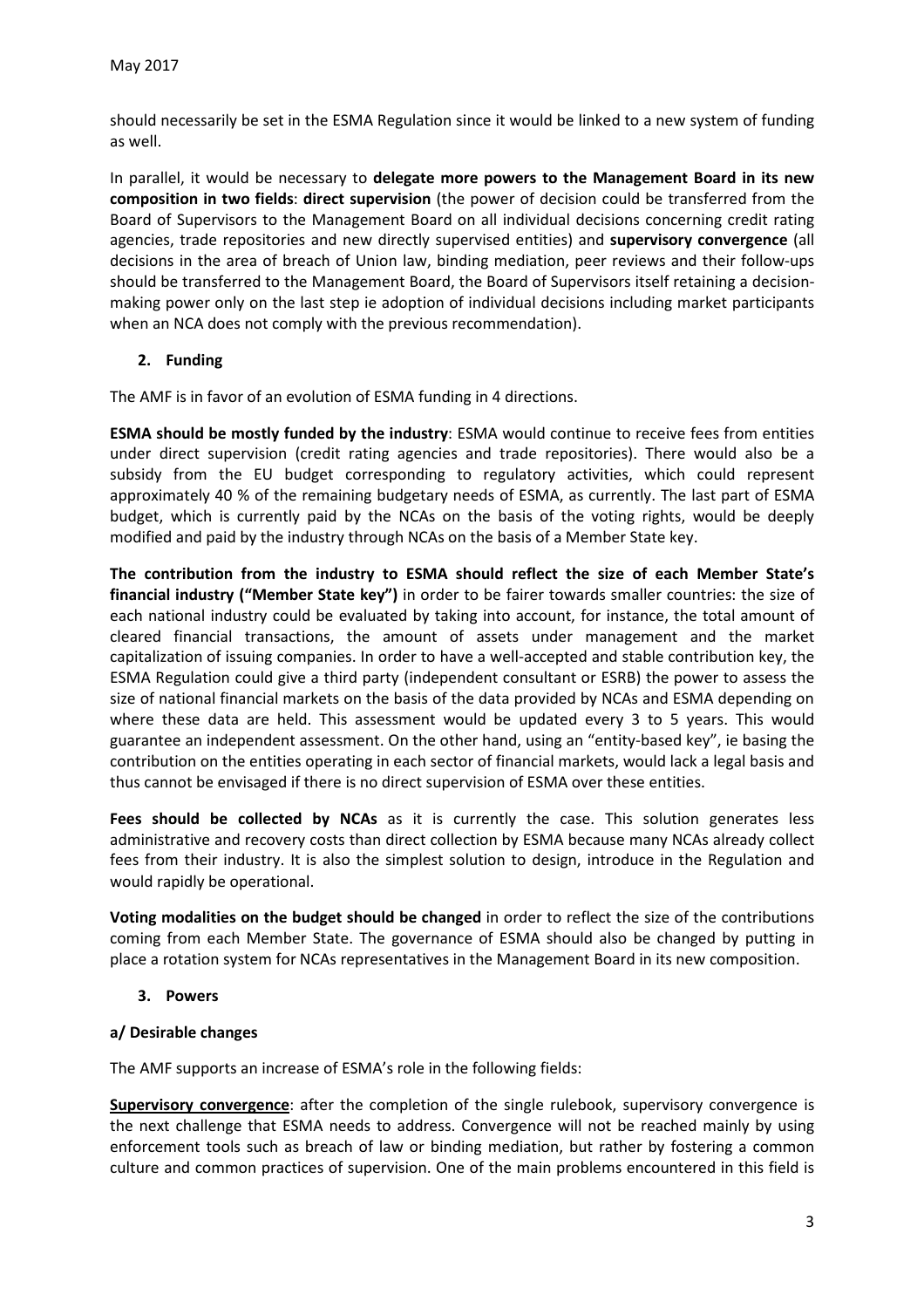should necessarily be set in the ESMA Regulation since it would be linked to a new system of funding as well.

In parallel, it would be necessary to **delegate more powers to the Management Board in its new composition in two fields**: **direct supervision** (the power of decision could be transferred from the Board of Supervisors to the Management Board on all individual decisions concerning credit rating agencies, trade repositories and new directly supervised entities) and **supervisory convergence** (all decisions in the area of breach of Union law, binding mediation, peer reviews and their follow-ups should be transferred to the Management Board, the Board of Supervisors itself retaining a decision-making power only on the last step ie adoption of individual decisions including market participants when an NCA does not comply with the previous recommendation).

## 2. Funding

The AMF is in favor of an evolution of ESMA funding in 4 directions.

**ESMA should be mostly funded by the industry**: ESMA would continue to receive fees from entities under direct supervision (credit rating agencies and trade repositories). There would also be a subsidy from the EU budget corresponding to regulatory activities, which could represent approximately 40 % of the remaining budgetary needs of ESMA, as currently. The last part of ESMA budget, which is currently paid by the NCAs on the basis of the voting rights, would be deeply modified and paid by the industry through NCAs on the basis of a Member State key.

**The contribution from the industry to ESMA should reflect the size of each Member State's financial industry ("Member State key")** in order to be fairer towards smaller countries: the size of each national industry could be evaluated by taking into account, for instance, the total amount of cleared financial transactions, the amount of assets under management and the market capitalization of issuing companies. In order to have a well-accepted and stable contribution key, the ESMA Regulation could give a third party (independent consultant or ESRB) the power to assess the size of national financial markets on the basis of the data provided by NCAs and ESMA depending on where these data are held. This assessment would be updated every 3 to 5 years. This would guarantee an independent assessment. On the other hand, using an "entity-based key", ie basing the contribution on the entities operating in each sector of financial markets, would lack a legal basis and thus cannot be envisaged if there is no direct supervision of ESMA over these entities.

**Fees should be collected by NCAs** as it is currently the case. This solution generates less administrative and recovery costs than direct collection by ESMA because many NCAs already collect fees from their industry. It is also the simplest solution to design, introduce in the Regulation and would rapidly be operational.

**Voting modalities on the budget should be changed** in order to reflect the size of the contributions coming from each Member State. The governance of ESMA should also be changed by putting in place a rotation system for NCAs representatives in the Management Board in its new composition.

## 3. Powers

### a/ Desirable changes

The AMF supports an increase of ESMA's role in the following fields:

**Supervisory convergence**: after the completion of the single rulebook, supervisory convergence is the next challenge that ESMA needs to address. Convergence will not be reached mainly by using enforcement tools such as breach of law or binding mediation, but rather by fostering a common culture and common practices of supervision. One of the main problems encountered in this field is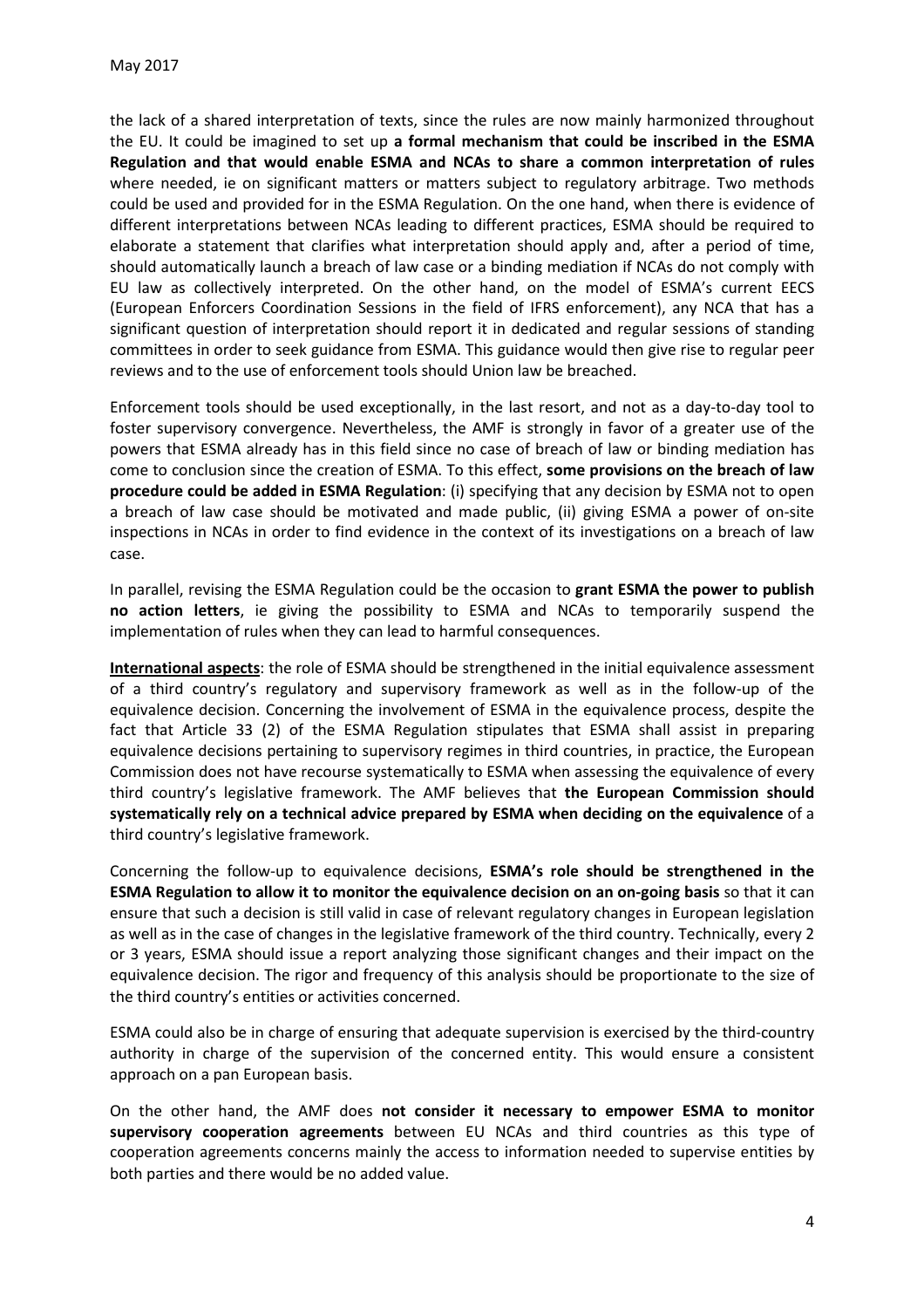the lack of a shared interpretation of texts, since the rules are now mainly harmonized throughout the EU. It could be imagined to set up **a formal mechanism that could be inscribed in the ESMA Regulation and that would enable ESMA and NCAs to share a common interpretation of rules** where needed, ie on significant matters or matters subject to regulatory arbitrage. Two methods could be used and provided for in the ESMA Regulation. On the one hand, when there is evidence of different interpretations between NCAs leading to different practices, ESMA should be required to elaborate a statement that clarifies what interpretation should apply and, after a period of time, should automatically launch a breach of law case or a binding mediation if NCAs do not comply with EU law as collectively interpreted. On the other hand, on the model of ESMA's current EECS (European Enforcers Coordination Sessions in the field of IFRS enforcement), any NCA that has a significant question of interpretation should report it in dedicated and regular sessions of standing committees in order to seek guidance from ESMA. This guidance would then give rise to regular peer reviews and to the use of enforcement tools should Union law be breached.

Enforcement tools should be used exceptionally, in the last resort, and not as a day-to-day tool to foster supervisory convergence. Nevertheless, the AMF is strongly in favor of a greater use of the powers that ESMA already has in this field since no case of breach of law or binding mediation has come to conclusion since the creation of ESMA. To this effect, **some provisions on the breach of law procedure could be added in ESMA Regulation**: (i) specifying that any decision by ESMA not to open a breach of law case should be motivated and made public, (ii) giving ESMA a power of on-site inspections in NCAs in order to find evidence in the context of its investigations on a breach of law case.

In parallel, revising the ESMA Regulation could be the occasion to **grant ESMA the power to publish no action letters**, ie giving the possibility to ESMA and NCAs to temporarily suspend the implementation of rules when they can lead to harmful consequences.

**International aspects**: the role of ESMA should be strengthened in the initial equivalence assessment of a third country's regulatory and supervisory framework as well as in the follow-up of the equivalence decision. Concerning the involvement of ESMA in the equivalence process, despite the fact that Article 33 (2) of the ESMA Regulation stipulates that ESMA shall assist in preparing equivalence decisions pertaining to supervisory regimes in third countries, in practice, the European Commission does not have recourse systematically to ESMA when assessing the equivalence of every third country's legislative framework. The AMF believes that **the European Commission should systematically rely on a technical advice prepared by ESMA when deciding on the equivalence** of a third country's legislative framework.

Concerning the follow-up to equivalence decisions, **ESMA's role should be strengthened in the ESMA Regulation to allow it to monitor the equivalence decision on an on-going basis** so that it can ensure that such a decision is still valid in case of relevant regulatory changes in European legislation as well as in the case of changes in the legislative framework of the third country. Technically, every 2 or 3 years, ESMA should issue a report analyzing those significant changes and their impact on the equivalence decision. The rigor and frequency of this analysis should be proportionate to the size of the third country's entities or activities concerned.

ESMA could also be in charge of ensuring that adequate supervision is exercised by the third-country authority in charge of the supervision of the concerned entity. This would ensure a consistent approach on a pan European basis.

On the other hand, the AMF does **not consider it necessary to empower ESMA to monitor supervisory cooperation agreements** between EU NCAs and third countries as this type of cooperation agreements concerns mainly the access to information needed to supervise entities by both parties and there would be no added value.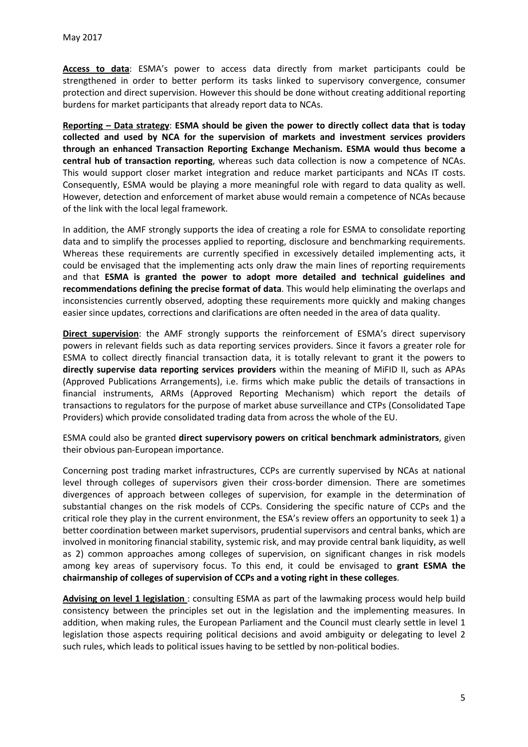May 2017

**Access to data**: ESMA's power to access data directly from market participants could be strengthened in order to better perform its tasks linked to supervisory convergence, consumer protection and direct supervision. However this should be done without creating additional reporting burdens for market participants that already report data to NCAs.

**Reporting – Data strategy**: **ESMA should be given the power to directly collect data that is today collected and used by NCA for the supervision of markets and investment services providers through an enhanced Transaction Reporting Exchange Mechanism. ESMA would thus become a central hub of transaction reporting**, whereas such data collection is now a competence of NCAs. This would support closer market integration and reduce market participants and NCAs IT costs. Consequently, ESMA would be playing a more meaningful role with regard to data quality as well. However, detection and enforcement of market abuse would remain a competence of NCAs because of the link with the local legal framework.

In addition, the AMF strongly supports the idea of creating a role for ESMA to consolidate reporting data and to simplify the processes applied to reporting, disclosure and benchmarking requirements. Whereas these requirements are currently specified in excessively detailed implementing acts, it could be envisaged that the implementing acts only draw the main lines of reporting requirements and that **ESMA is granted the power to adopt more detailed and technical guidelines and recommendations defining the precise format of data**. This would help eliminating the overlaps and inconsistencies currently observed, adopting these requirements more quickly and making changes easier since updates, corrections and clarifications are often needed in the area of data quality.

**Direct supervision**: the AMF strongly supports the reinforcement of ESMA's direct supervisory powers in relevant fields such as data reporting services providers. Since it favors a greater role for ESMA to collect directly financial transaction data, it is totally relevant to grant it the powers to **directly supervise data reporting services providers** within the meaning of MiFID II, such as APAs (Approved Publications Arrangements), i.e. firms which make public the details of transactions in financial instruments, ARMs (Approved Reporting Mechanism) which report the details of transactions to regulators for the purpose of market abuse surveillance and CTPs (Consolidated Tape Providers) which provide consolidated trading data from across the whole of the EU.

ESMA could also be granted **direct supervisory powers on critical benchmark administrators**, given their obvious pan-European importance.

Concerning post trading market infrastructures, CCPs are currently supervised by NCAs at national level through colleges of supervisors given their cross-border dimension. There are sometimes divergences of approach between colleges of supervision, for example in the determination of substantial changes on the risk models of CCPs. Considering the specific nature of CCPs and the critical role they play in the current environment, the ESA's review offers an opportunity to seek 1) a better coordination between market supervisors, prudential supervisors and central banks, which are involved in monitoring financial stability, systemic risk, and may provide central bank liquidity, as well as 2) common approaches among colleges of supervision, on significant changes in risk models among key areas of supervisory focus. To this end, it could be envisaged to **grant ESMA the chairmanship of colleges of supervision of CCPs and a voting right in these colleges**.

**Advising on level 1 legislation** : consulting ESMA as part of the lawmaking process would help build consistency between the principles set out in the legislation and the implementing measures. In addition, when making rules, the European Parliament and the Council must clearly settle in level 1 legislation those aspects requiring political decisions and avoid ambiguity or delegating to level 2 such rules, which leads to political issues having to be settled by non-political bodies.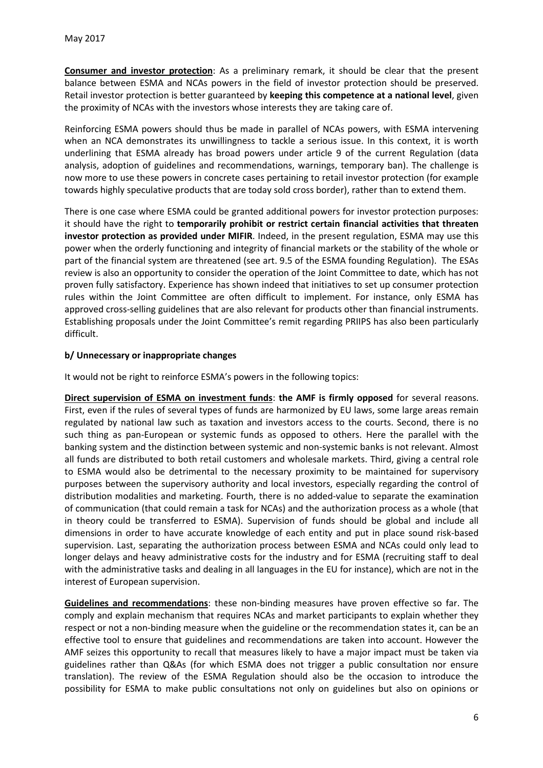**Consumer and investor protection**: As a preliminary remark, it should be clear that the present balance between ESMA and NCAs powers in the field of investor protection should be preserved. Retail investor protection is better guaranteed by **keeping this competence at a national level**, given the proximity of NCAs with the investors whose interests they are taking care of.

Reinforcing ESMA powers should thus be made in parallel of NCAs powers, with ESMA intervening when an NCA demonstrates its unwillingness to tackle a serious issue. In this context, it is worth underlining that ESMA already has broad powers under article 9 of the current Regulation (data analysis, adoption of guidelines and recommendations, warnings, temporary ban). The challenge is now more to use these powers in concrete cases pertaining to retail investor protection (for example towards highly speculative products that are today sold cross border), rather than to extend them.

There is one case where ESMA could be granted additional powers for investor protection purposes: it should have the right to **temporarily prohibit or restrict certain financial activities that threaten investor protection as provided under MIFIR**. Indeed, in the present regulation, ESMA may use this power when the orderly functioning and integrity of financial markets or the stability of the whole or part of the financial system are threatened (see art. 9.5 of the ESMA founding Regulation). The ESAs review is also an opportunity to consider the operation of the Joint Committee to date, which has not proven fully satisfactory. Experience has shown indeed that initiatives to set up consumer protection rules within the Joint Committee are often difficult to implement. For instance, only ESMA has approved cross-selling guidelines that are also relevant for products other than financial instruments. Establishing proposals under the Joint Committee's remit regarding PRIIPS has also been particularly difficult.

### b/ Unnecessary or inappropriate changes

It would not be right to reinforce ESMA's powers in the following topics:

**Direct supervision of ESMA on investment funds**: **the AMF is firmly opposed** for several reasons. First, even if the rules of several types of funds are harmonized by EU laws, some large areas remain regulated by national law such as taxation and investors access to the courts. Second, there is no such thing as pan-European or systemic funds as opposed to others. Here the parallel with the banking system and the distinction between systemic and non-systemic banks is not relevant. Almost all funds are distributed to both retail customers and wholesale markets. Third, giving a central role to ESMA would also be detrimental to the necessary proximity to be maintained for supervisory purposes between the supervisory authority and local investors, especially regarding the control of distribution modalities and marketing. Fourth, there is no added-value to separate the examination of communication (that could remain a task for NCAs) and the authorization process as a whole (that in theory could be transferred to ESMA). Supervision of funds should be global and include all dimensions in order to have accurate knowledge of each entity and put in place sound risk-based supervision. Last, separating the authorization process between ESMA and NCAs could only lead to longer delays and heavy administrative costs for the industry and for ESMA (recruiting staff to deal with the administrative tasks and dealing in all languages in the EU for instance), which are not in the interest of European supervision.

**Guidelines and recommendations**: these non-binding measures have proven effective so far. The comply and explain mechanism that requires NCAs and market participants to explain whether they respect or not a non-binding measure when the guideline or the recommendation states it, can be an effective tool to ensure that guidelines and recommendations are taken into account. However the AMF seizes this opportunity to recall that measures likely to have a major impact must be taken via guidelines rather than Q&As (for which ESMA does not trigger a public consultation nor ensure translation). The review of the ESMA Regulation should also be the occasion to introduce the possibility for ESMA to make public consultations not only on guidelines but also on opinions or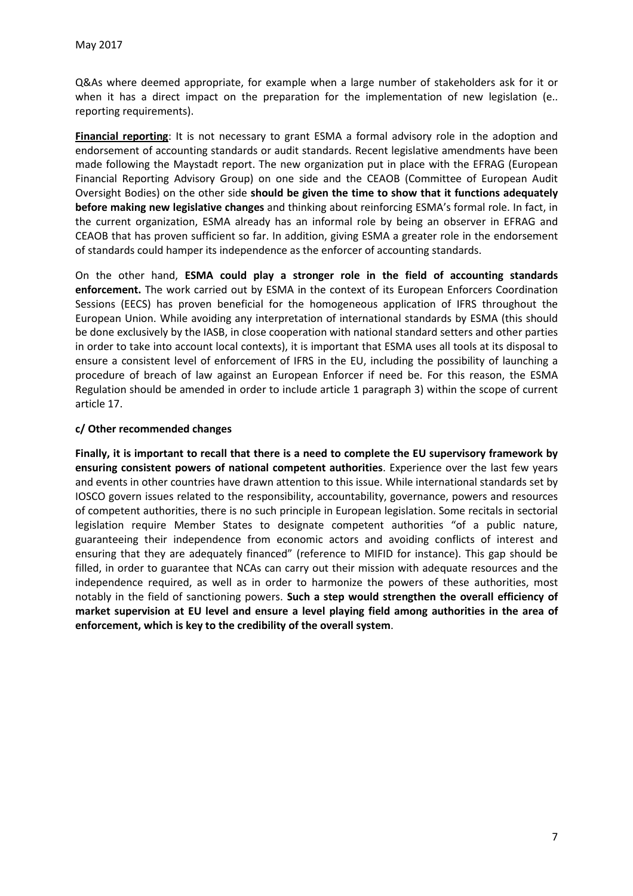Q&As where deemed appropriate, for example when a large number of stakeholders ask for it or when it has a direct impact on the preparation for the implementation of new legislation (e.. reporting requirements).

**Financial reporting**: It is not necessary to grant ESMA a formal advisory role in the adoption and endorsement of accounting standards or audit standards. Recent legislative amendments have been made following the Maystadt report. The new organization put in place with the EFRAG (European Financial Reporting Advisory Group) on one side and the CEAOB (Committee of European Audit Oversight Bodies) on the other side **should be given the time to show that it functions adequately before making new legislative changes** and thinking about reinforcing ESMA's formal role. In fact, in the current organization, ESMA already has an informal role by being an observer in EFRAG and CEAOB that has proven sufficient so far. In addition, giving ESMA a greater role in the endorsement of standards could hamper its independence as the enforcer of accounting standards.

On the other hand, **ESMA could play a stronger role in the field of accounting standards enforcement.** The work carried out by ESMA in the context of its European Enforcers Coordination Sessions (EECS) has proven beneficial for the homogeneous application of IFRS throughout the European Union. While avoiding any interpretation of international standards by ESMA (this should be done exclusively by the IASB, in close cooperation with national standard setters and other parties in order to take into account local contexts), it is important that ESMA uses all tools at its disposal to ensure a consistent level of enforcement of IFRS in the EU, including the possibility of launching a procedure of breach of law against an European Enforcer if need be. For this reason, the ESMA Regulation should be amended in order to include article 1 paragraph 3) within the scope of current article 17.

### c/ Other recommended changes

**Finally, it is important to recall that there is a need to complete the EU supervisory framework by ensuring consistent powers of national competent authorities**. Experience over the last few years and events in other countries have drawn attention to this issue. While international standards set by IOSCO govern issues related to the responsibility, accountability, governance, powers and resources of competent authorities, there is no such principle in European legislation. Some recitals in sectorial legislation require Member States to designate competent authorities "of a public nature, guaranteeing their independence from economic actors and avoiding conflicts of interest and ensuring that they are adequately financed" (reference to MIFID for instance). This gap should be filled, in order to guarantee that NCAs can carry out their mission with adequate resources and the independence required, as well as in order to harmonize the powers of these authorities, most notably in the field of sanctioning powers. **Such a step would strengthen the overall efficiency of market supervision at EU level and ensure a level playing field among authorities in the area of enforcement, which is key to the credibility of the overall system**.